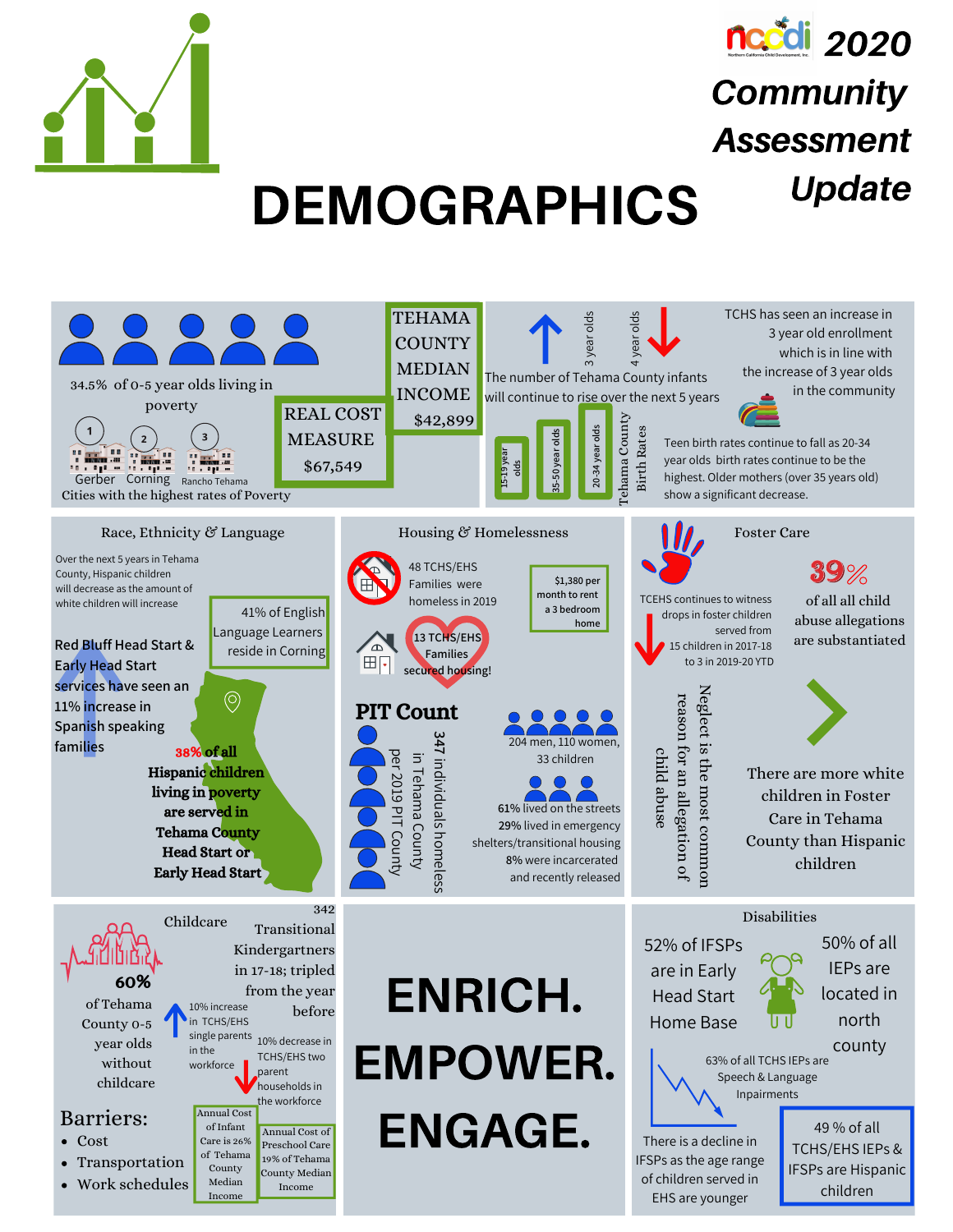# DEMOGRAPHICS

## ncdi 2020 Community Assessment Update

34.5% of 0-5 year olds living in poverty

1 Gerber, 2 Corning, 3 Rancho Tehama

Cities with the highest rates of Poverty

REAL COST MEASURE $67,549

TEHAMA COUNTY MEDIAN INCOME $42,899

3 year olds ↑ 4 year olds ↓

The number of Tehama County infants will continue to rise over the next 5 years

TCHS has seen an increase in 3 year old enrollment which is in line with the increase of 3 year olds in the community

Tehama County Birth Rates: 15-19 year olds, 35-50 year olds, 20-34 year olds

Teen birth rates continue to fall as 20-34 year olds birth rates continue to be the highest. Older mothers (over 35 years old) show a significant decrease.

### Race, Ethnicity & Language

Over the next 5 years in Tehama County, Hispanic children will decrease as the amount of white children will increase

41% of English Language Learners reside in Corning

Red Bluff Head Start & Early Head Start services have seen an 11% increase in Spanish speaking families

38% of all Hispanic children living in poverty are served in Tehama County Head Start or Early Head Start

### Housing & Homelessness

48 TCHS/EHS Families were homeless in 2019

$1,380 per month to rent a 3 bedroom home

13 TCHS/EHS Families secured housing!

**PIT Count**

347 individuals homeless in Tehama County per 2019 PIT County

204 men, 110 women, 33 children

61% lived on the streets
29% lived in emergency shelters/transitional housing
8% were incarcerated and recently released

### Foster Care

TCEHS continues to witness drops in foster children served from 15 children in 2017-18 to 3 in 2019-20 YTD

39% of all all child abuse allegations are substantiated

Neglect is the most common reason for an allegation of child abuse

There are more white children in Foster Care in Tehama County than Hispanic children

### Childcare

60% of Tehama County 0-5 year olds without childcare

342 Transitional Kindergartners in 17-18; tripled from the year before

10% increase in TCHS/EHS single parents in the workforce

10% decrease in TCHS/EHS two parent households in the workforce

Barriers:

- Cost
- Transportation
- Work schedules

Annual Cost of Infant Care is 26% of Tehama County Median Income

Annual Cost of Preschool Care 19% of Tehama County Median Income

## ENRICH. EMPOWER. ENGAGE.

### Disabilities

52% of IFSPs are in Early Head Start Home Base

50% of all IEPs are located in north county

63% of all TCHS IEPs are Speech & Language Inpairments

There is a decline in IFSPs as the age range of children served in EHS are younger

49 % of all TCHS/EHS IEPs & IFSPs are Hispanic children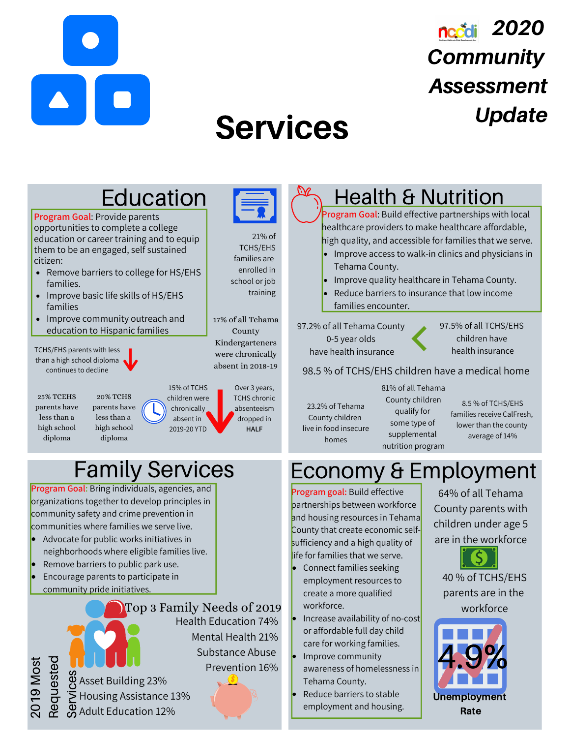# 2020 Community Assessment Update

# Services

## Education

**Program Goal**: Provide parents opportunities to complete a college education or career training and to equip them to be an engaged, self sustained citizen:

- Remove barriers to college for HS/EHS families.
- Improve basic life skills of HS/EHS families
- Improve community outreach and education to Hispanic families

21% of TCHS/EHS families are enrolled in school or job training

17% of all Tehama County Kindergarteners were chronically absent in 2018-19

TCHS/EHS parents with less than a high school diploma continues to decline

25% TCEHS parents have less than a high school diploma

20% TCHS parents have less than a high school diploma

15% of TCHS children were chronically absent in 2019-20 YTD

Over 3 years, TCHS chronic absenteeism dropped in HALF

## Health & Nutrition

**Program Goal**: Build effective partnerships with local healthcare providers to make healthcare affordable, high quality, and accessible for families that we serve.

- Improve access to walk-in clinics and physicians in Tehama County.
- Improve quality healthcare in Tehama County.
- Reduce barriers to insurance that low income families encounter.

97.2% of all Tehama County 0-5 year olds have health insurance

97.5% of all TCHS/EHS children have health insurance

98.5 % of TCHS/EHS children have a medical home

23.2% of Tehama County children live in food insecure homes

81% of all Tehama County children qualify for some type of supplemental nutrition program

8.5 % of TCHS/EHS families receive CalFresh, lower than the county average of 14%

## Family Services

**Program Goal**: Bring individuals, agencies, and organizations together to develop principles in community safety and crime prevention in communities where families we serve live.

- Advocate for public works initiatives in neighborhoods where eligible families live.
- Remove barriers to public park use.
- Encourage parents to participate in community pride initiatives.

### Top 3 Family Needs of 2019

Health Education 74%

Mental Health 21%

Substance Abuse Prevention 16%

### 2019 Most Requested Services

Asset Building 23%

Housing Assistance 13%

Adult Education 12%

## Economy & Employment

**Program goal**: Build effective partnerships between workforce and housing resources in Tehama County that create economic self-sufficiency and a high quality of life for families that we serve.

- Connect families seeking employment resources to create a more qualified workforce.
- Increase availability of no-cost or affordable full day child care for working families.
- Improve community awareness of homelessness in Tehama County.
- Reduce barriers to stable employment and housing.

64% of all Tehama County parents with children under age 5 are in the workforce

40 % of TCHS/EHS parents are in the workforce

4.9%

**Unemployment Rate**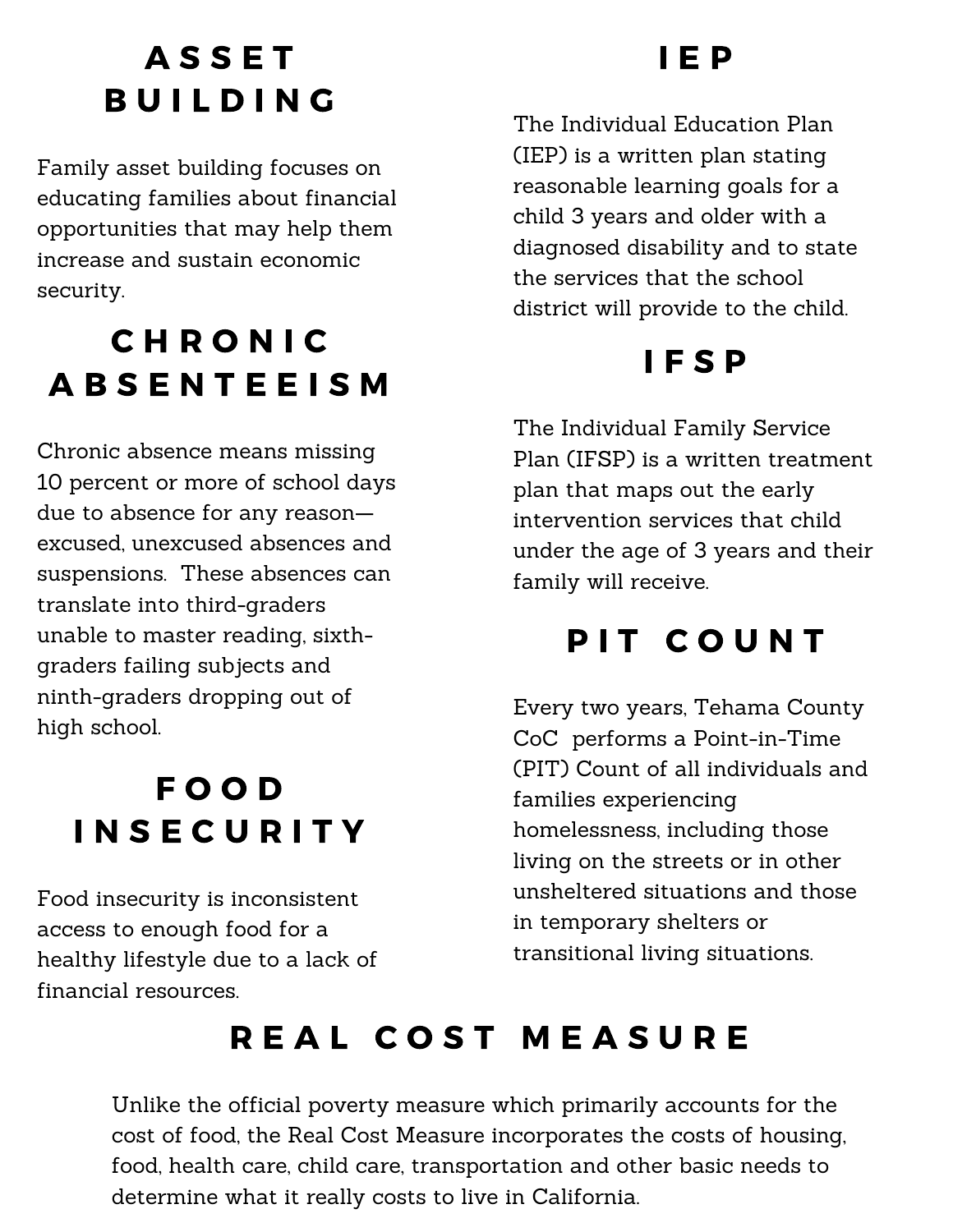## ASSET BUILDING

Family asset building focuses on educating families about financial opportunities that may help them increase and sustain economic security.

## CHRONIC ABSENTEEISM

Chronic absence means missing 10 percent or more of school days due to absence for any reason—excused, unexcused absences and suspensions. These absences can translate into third-graders unable to master reading, sixth-graders failing subjects and ninth-graders dropping out of high school.

## FOOD INSECURITY

Food insecurity is inconsistent access to enough food for a healthy lifestyle due to a lack of financial resources.

## IEP

The Individual Education Plan (IEP) is a written plan stating reasonable learning goals for a child 3 years and older with a diagnosed disability and to state the services that the school district will provide to the child.

## IFSP

The Individual Family Service Plan (IFSP) is a written treatment plan that maps out the early intervention services that child under the age of 3 years and their family will receive.

## PIT COUNT

Every two years, Tehama County CoC performs a Point-in-Time (PIT) Count of all individuals and families experiencing homelessness, including those living on the streets or in other unsheltered situations and those in temporary shelters or transitional living situations.

## REAL COST MEASURE

Unlike the official poverty measure which primarily accounts for the cost of food, the Real Cost Measure incorporates the costs of housing, food, health care, child care, transportation and other basic needs to determine what it really costs to live in California.